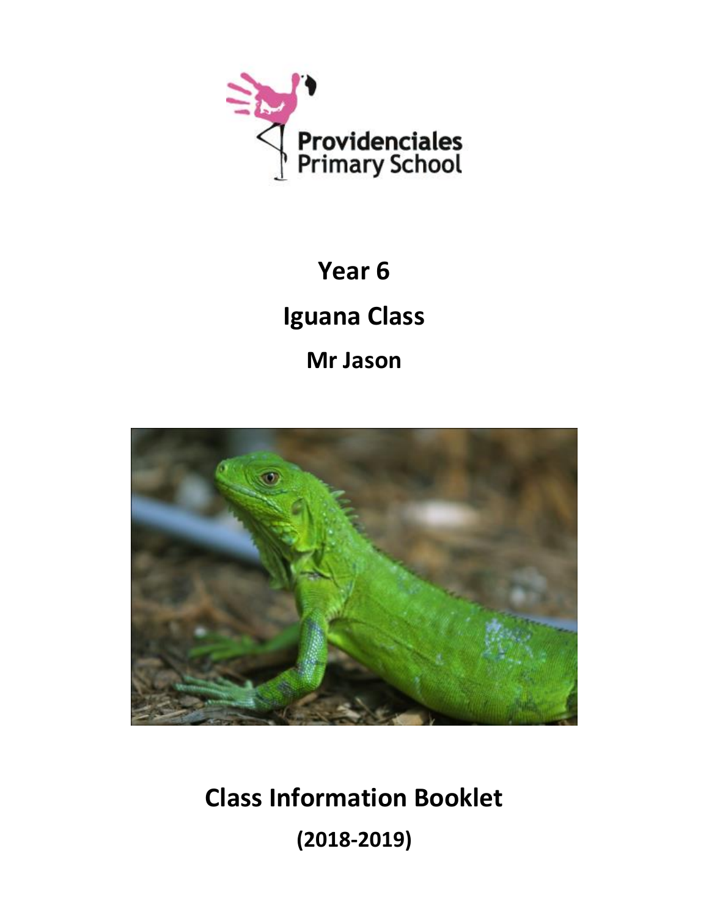Providenciales Primary School

# Year 6

# Iguana Class

## Mr Jason

# Class Information Booklet

**(2018-2019)**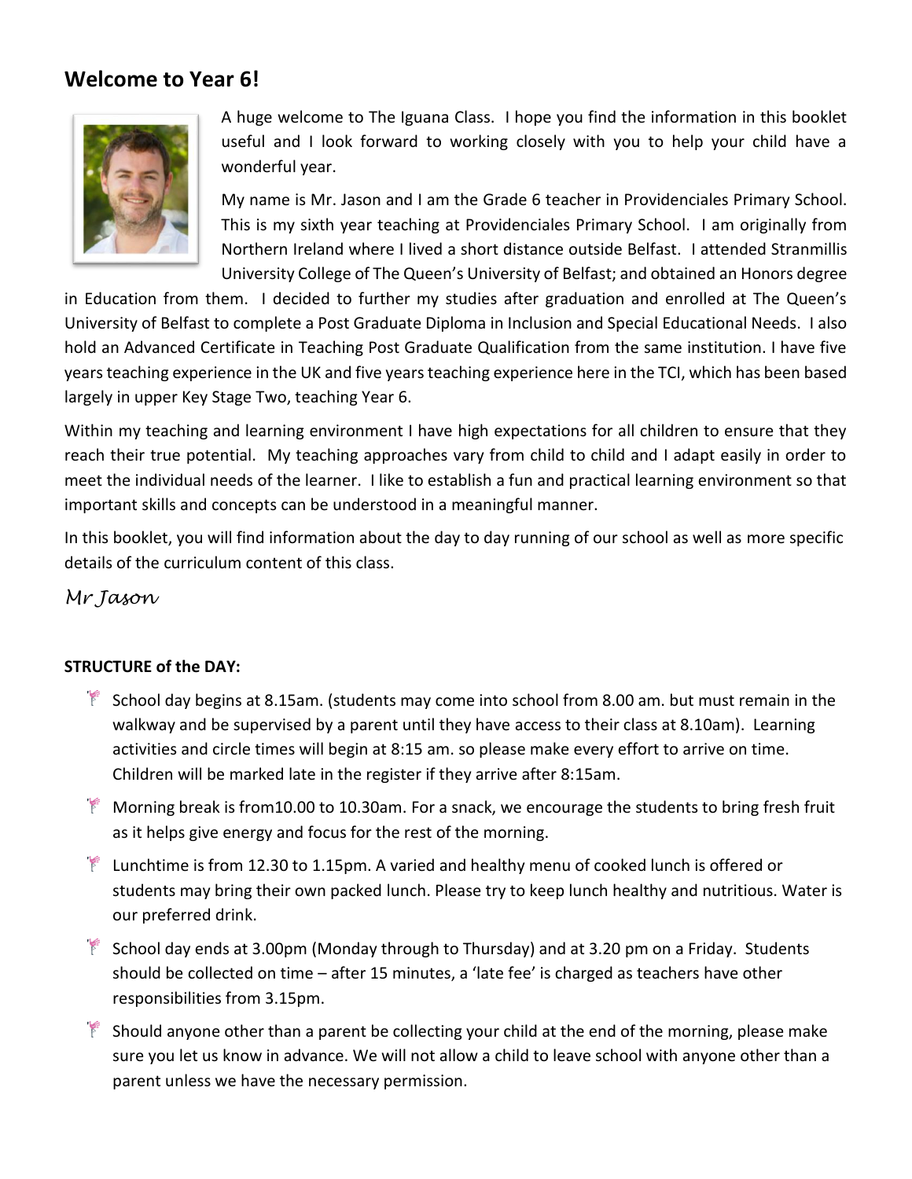## Welcome to Year 6!

A huge welcome to The Iguana Class. I hope you find the information in this booklet useful and I look forward to working closely with you to help your child have a wonderful year.

My name is Mr. Jason and I am the Grade 6 teacher in Providenciales Primary School. This is my sixth year teaching at Providenciales Primary School. I am originally from Northern Ireland where I lived a short distance outside Belfast. I attended Stranmillis University College of The Queen's University of Belfast; and obtained an Honors degree in Education from them. I decided to further my studies after graduation and enrolled at The Queen's University of Belfast to complete a Post Graduate Diploma in Inclusion and Special Educational Needs. I also hold an Advanced Certificate in Teaching Post Graduate Qualification from the same institution. I have five years teaching experience in the UK and five years teaching experience here in the TCI, which has been based largely in upper Key Stage Two, teaching Year 6.

Within my teaching and learning environment I have high expectations for all children to ensure that they reach their true potential. My teaching approaches vary from child to child and I adapt easily in order to meet the individual needs of the learner. I like to establish a fun and practical learning environment so that important skills and concepts can be understood in a meaningful manner.

In this booklet, you will find information about the day to day running of our school as well as more specific details of the curriculum content of this class.

*Mr Jason*

**STRUCTURE of the DAY:**

- School day begins at 8.15am. (students may come into school from 8.00 am. but must remain in the walkway and be supervised by a parent until they have access to their class at 8.10am). Learning activities and circle times will begin at 8:15 am. so please make every effort to arrive on time. Children will be marked late in the register if they arrive after 8:15am.
- Morning break is from10.00 to 10.30am. For a snack, we encourage the students to bring fresh fruit as it helps give energy and focus for the rest of the morning.
- Lunchtime is from 12.30 to 1.15pm. A varied and healthy menu of cooked lunch is offered or students may bring their own packed lunch. Please try to keep lunch healthy and nutritious. Water is our preferred drink.
- School day ends at 3.00pm (Monday through to Thursday) and at 3.20 pm on a Friday. Students should be collected on time – after 15 minutes, a 'late fee' is charged as teachers have other responsibilities from 3.15pm.
- Should anyone other than a parent be collecting your child at the end of the morning, please make sure you let us know in advance. We will not allow a child to leave school with anyone other than a parent unless we have the necessary permission.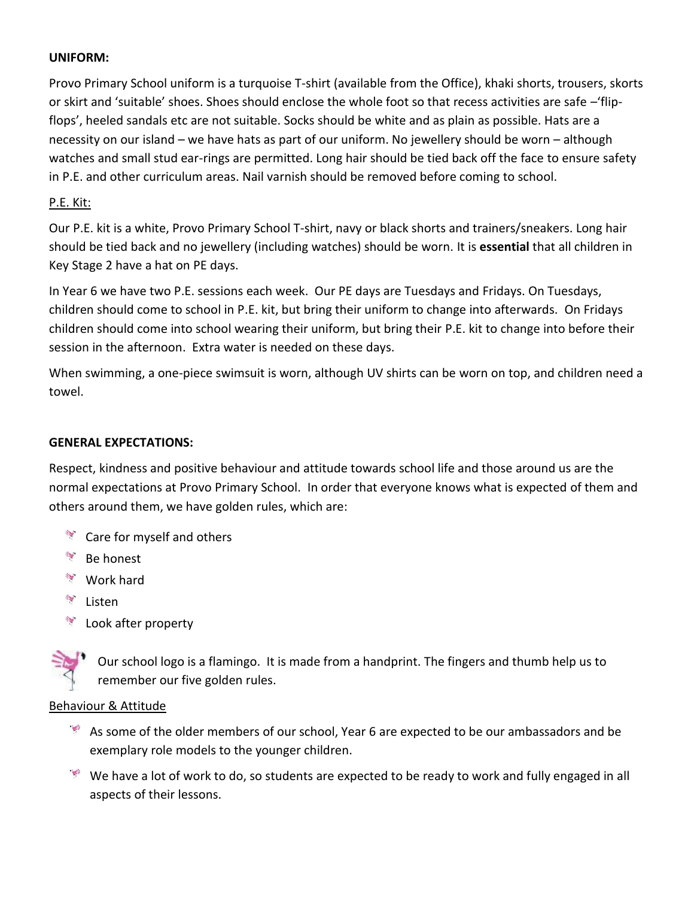**UNIFORM:**

Provo Primary School uniform is a turquoise T-shirt (available from the Office), khaki shorts, trousers, skorts or skirt and 'suitable' shoes. Shoes should enclose the whole foot so that recess activities are safe –'flip-flops', heeled sandals etc are not suitable. Socks should be white and as plain as possible. Hats are a necessity on our island – we have hats as part of our uniform. No jewellery should be worn – although watches and small stud ear-rings are permitted. Long hair should be tied back off the face to ensure safety in P.E. and other curriculum areas. Nail varnish should be removed before coming to school.

P.E. Kit:

Our P.E. kit is a white, Provo Primary School T-shirt, navy or black shorts and trainers/sneakers. Long hair should be tied back and no jewellery (including watches) should be worn. It is **essential** that all children in Key Stage 2 have a hat on PE days.

In Year 6 we have two P.E. sessions each week. Our PE days are Tuesdays and Fridays. On Tuesdays, children should come to school in P.E. kit, but bring their uniform to change into afterwards. On Fridays children should come into school wearing their uniform, but bring their P.E. kit to change into before their session in the afternoon. Extra water is needed on these days.

When swimming, a one-piece swimsuit is worn, although UV shirts can be worn on top, and children need a towel.

**GENERAL EXPECTATIONS:**

Respect, kindness and positive behaviour and attitude towards school life and those around us are the normal expectations at Provo Primary School. In order that everyone knows what is expected of them and others around them, we have golden rules, which are:

- Care for myself and others
- Be honest
- Work hard
- Listen
- Look after property

Our school logo is a flamingo. It is made from a handprint. The fingers and thumb help us to remember our five golden rules.

Behaviour & Attitude

- As some of the older members of our school, Year 6 are expected to be our ambassadors and be exemplary role models to the younger children.
- We have a lot of work to do, so students are expected to be ready to work and fully engaged in all aspects of their lessons.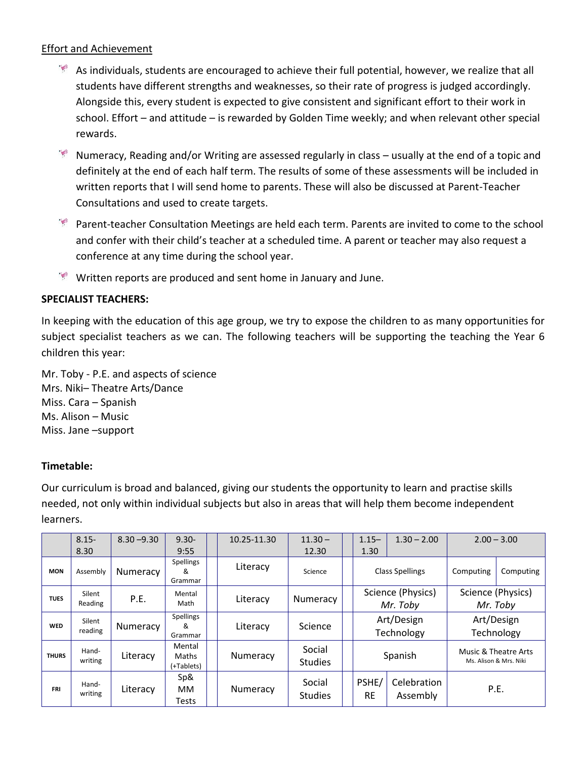<u>Effort and Achievement</u>

- As individuals, students are encouraged to achieve their full potential, however, we realize that all students have different strengths and weaknesses, so their rate of progress is judged accordingly. Alongside this, every student is expected to give consistent and significant effort to their work in school. Effort – and attitude – is rewarded by Golden Time weekly; and when relevant other special rewards.
- Numeracy, Reading and/or Writing are assessed regularly in class – usually at the end of a topic and definitely at the end of each half term. The results of some of these assessments will be included in written reports that I will send home to parents. These will also be discussed at Parent-Teacher Consultations and used to create targets.
- Parent-teacher Consultation Meetings are held each term. Parents are invited to come to the school and confer with their child's teacher at a scheduled time. A parent or teacher may also request a conference at any time during the school year.
- Written reports are produced and sent home in January and June.

**SPECIALIST TEACHERS:**

In keeping with the education of this age group, we try to expose the children to as many opportunities for subject specialist teachers as we can. The following teachers will be supporting the teaching the Year 6 children this year:

Mr. Toby - P.E. and aspects of science
Mrs. Niki– Theatre Arts/Dance
Miss. Cara – Spanish
Ms. Alison – Music
Miss. Jane –support

**Timetable:**

Our curriculum is broad and balanced, giving our students the opportunity to learn and practise skills needed, not only within individual subjects but also in areas that will help them become independent learners.

| | 8.15-8.30 | 8.30 –9.30 | 9.30-9:55 | | 10.25-11.30 | 11.30 – 12.30 | | 1.15–1.30 | 1.30 – 2.00 | 2.00 – 3.00 | |
|---|---|---|---|---|---|---|---|---|---|---|---|
| **MON** | Assembly | Numeracy | Spellings & Grammar | | Literacy | Science | | Class Spellings | | Computing | Computing |
| **TUES** | Silent Reading | P.E. | Mental Math | | Literacy | Numeracy | | Science (Physics) *Mr. Toby* | | Science (Physics) *Mr. Toby* | |
| **WED** | Silent reading | Numeracy | Spellings & Grammar | | Literacy | Science | | Art/Design Technology | | Art/Design Technology | |
| **THURS** | Hand-writing | Literacy | Mental Maths (+Tablets) | | Numeracy | Social Studies | | Spanish | | Music & Theatre Arts Ms. Alison & Mrs. Niki | |
| **FRI** | Hand-writing | Literacy | Sp& MM Tests | | Numeracy | Social Studies | | PSHE/ RE | Celebration Assembly | P.E. | |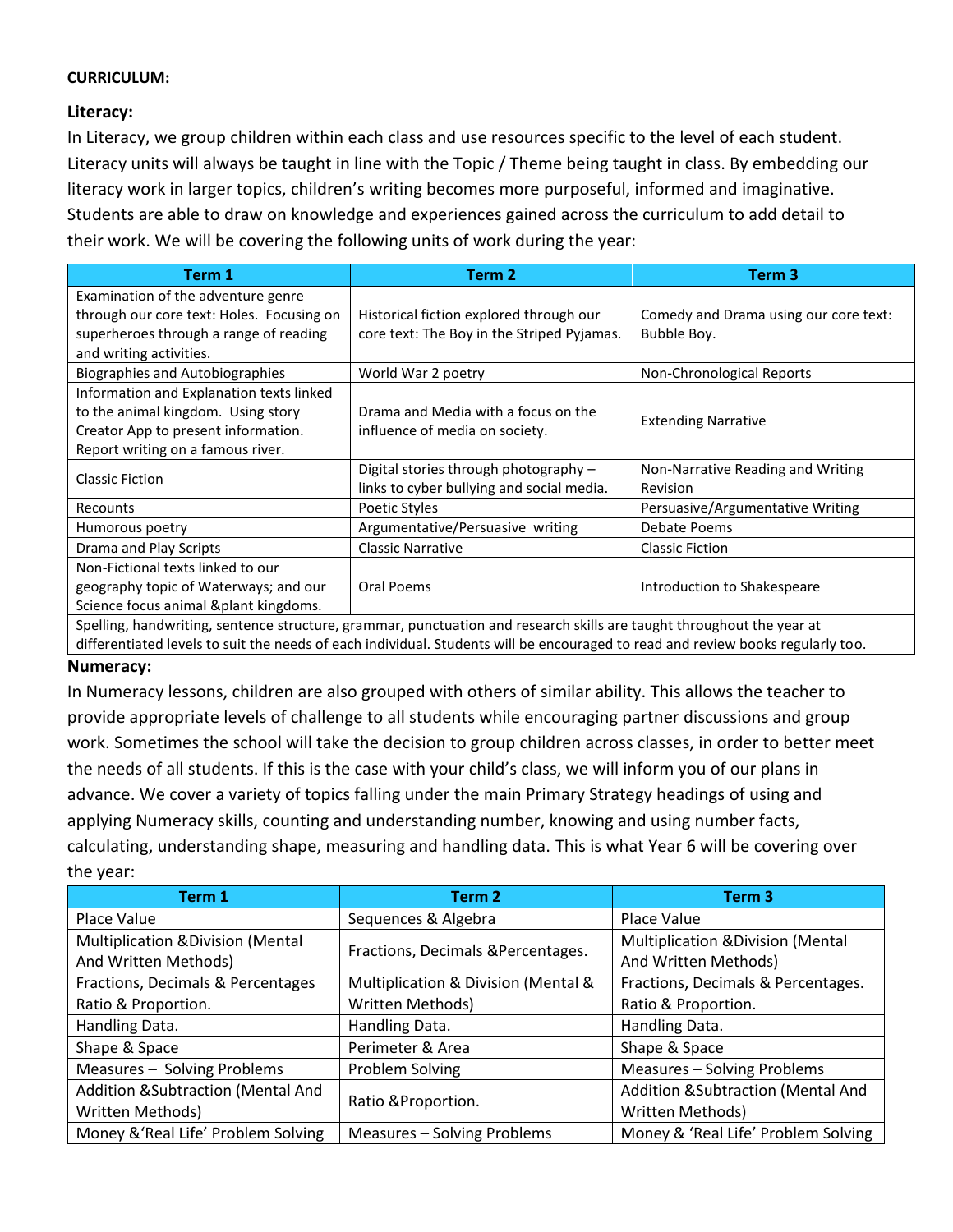**CURRICULUM:**

**Literacy:**

In Literacy, we group children within each class and use resources specific to the level of each student. Literacy units will always be taught in line with the Topic / Theme being taught in class. By embedding our literacy work in larger topics, children's writing becomes more purposeful, informed and imaginative. Students are able to draw on knowledge and experiences gained across the curriculum to add detail to their work. We will be covering the following units of work during the year:

| Term 1 | Term 2 | Term 3 |
|---|---|---|
| Examination of the adventure genre through our core text: Holes. Focusing on superheroes through a range of reading and writing activities. | Historical fiction explored through our core text: The Boy in the Striped Pyjamas. | Comedy and Drama using our core text: Bubble Boy. |
| Biographies and Autobiographies | World War 2 poetry | Non-Chronological Reports |
| Information and Explanation texts linked to the animal kingdom. Using story Creator App to present information. Report writing on a famous river. | Drama and Media with a focus on the influence of media on society. | Extending Narrative |
| Classic Fiction | Digital stories through photography – links to cyber bullying and social media. | Non-Narrative Reading and Writing Revision |
| Recounts | Poetic Styles | Persuasive/Argumentative Writing |
| Humorous poetry | Argumentative/Persuasive writing | Debate Poems |
| Drama and Play Scripts | Classic Narrative | Classic Fiction |
| Non-Fictional texts linked to our geography topic of Waterways; and our Science focus animal &plant kingdoms. | Oral Poems | Introduction to Shakespeare |
| Spelling, handwriting, sentence structure, grammar, punctuation and research skills are taught throughout the year at differentiated levels to suit the needs of each individual. Students will be encouraged to read and review books regularly too. | | |

**Numeracy:**

In Numeracy lessons, children are also grouped with others of similar ability. This allows the teacher to provide appropriate levels of challenge to all students while encouraging partner discussions and group work. Sometimes the school will take the decision to group children across classes, in order to better meet the needs of all students. If this is the case with your child's class, we will inform you of our plans in advance. We cover a variety of topics falling under the main Primary Strategy headings of using and applying Numeracy skills, counting and understanding number, knowing and using number facts, calculating, understanding shape, measuring and handling data. This is what Year 6 will be covering over the year:

| Term 1 | Term 2 | Term 3 |
|---|---|---|
| Place Value | Sequences & Algebra | Place Value |
| Multiplication &Division (Mental And Written Methods) | Fractions, Decimals &Percentages. | Multiplication &Division (Mental And Written Methods) |
| Fractions, Decimals & Percentages Ratio & Proportion. | Multiplication & Division (Mental & Written Methods) | Fractions, Decimals & Percentages. Ratio & Proportion. |
| Handling Data. | Handling Data. | Handling Data. |
| Shape & Space | Perimeter & Area | Shape & Space |
| Measures – Solving Problems | Problem Solving | Measures – Solving Problems |
| Addition &Subtraction (Mental And Written Methods) | Ratio &Proportion. | Addition &Subtraction (Mental And Written Methods) |
| Money &'Real Life' Problem Solving | Measures – Solving Problems | Money & 'Real Life' Problem Solving |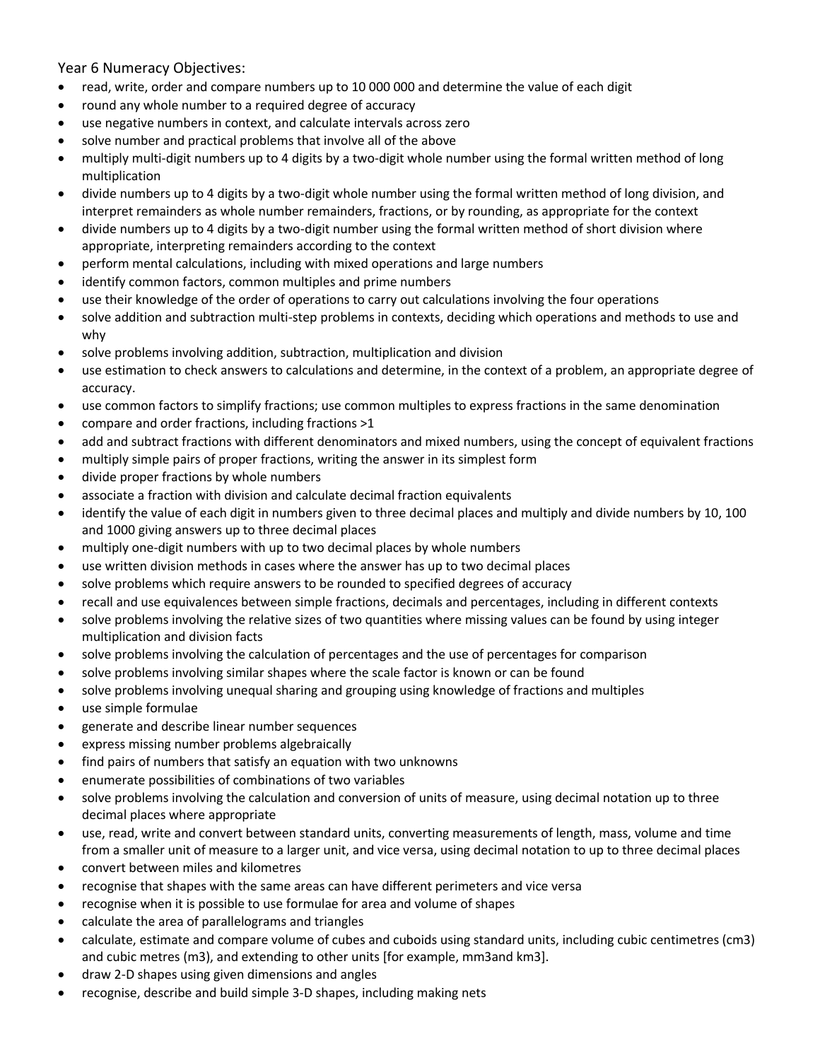Year 6 Numeracy Objectives:

- read, write, order and compare numbers up to 10 000 000 and determine the value of each digit
- round any whole number to a required degree of accuracy
- use negative numbers in context, and calculate intervals across zero
- solve number and practical problems that involve all of the above
- multiply multi-digit numbers up to 4 digits by a two-digit whole number using the formal written method of long multiplication
- divide numbers up to 4 digits by a two-digit whole number using the formal written method of long division, and interpret remainders as whole number remainders, fractions, or by rounding, as appropriate for the context
- divide numbers up to 4 digits by a two-digit number using the formal written method of short division where appropriate, interpreting remainders according to the context
- perform mental calculations, including with mixed operations and large numbers
- identify common factors, common multiples and prime numbers
- use their knowledge of the order of operations to carry out calculations involving the four operations
- solve addition and subtraction multi-step problems in contexts, deciding which operations and methods to use and why
- solve problems involving addition, subtraction, multiplication and division
- use estimation to check answers to calculations and determine, in the context of a problem, an appropriate degree of accuracy.
- use common factors to simplify fractions; use common multiples to express fractions in the same denomination
- compare and order fractions, including fractions >1
- add and subtract fractions with different denominators and mixed numbers, using the concept of equivalent fractions
- multiply simple pairs of proper fractions, writing the answer in its simplest form
- divide proper fractions by whole numbers
- associate a fraction with division and calculate decimal fraction equivalents
- identify the value of each digit in numbers given to three decimal places and multiply and divide numbers by 10, 100 and 1000 giving answers up to three decimal places
- multiply one-digit numbers with up to two decimal places by whole numbers
- use written division methods in cases where the answer has up to two decimal places
- solve problems which require answers to be rounded to specified degrees of accuracy
- recall and use equivalences between simple fractions, decimals and percentages, including in different contexts
- solve problems involving the relative sizes of two quantities where missing values can be found by using integer multiplication and division facts
- solve problems involving the calculation of percentages and the use of percentages for comparison
- solve problems involving similar shapes where the scale factor is known or can be found
- solve problems involving unequal sharing and grouping using knowledge of fractions and multiples
- use simple formulae
- generate and describe linear number sequences
- express missing number problems algebraically
- find pairs of numbers that satisfy an equation with two unknowns
- enumerate possibilities of combinations of two variables
- solve problems involving the calculation and conversion of units of measure, using decimal notation up to three decimal places where appropriate
- use, read, write and convert between standard units, converting measurements of length, mass, volume and time from a smaller unit of measure to a larger unit, and vice versa, using decimal notation to up to three decimal places
- convert between miles and kilometres
- recognise that shapes with the same areas can have different perimeters and vice versa
- recognise when it is possible to use formulae for area and volume of shapes
- calculate the area of parallelograms and triangles
- calculate, estimate and compare volume of cubes and cuboids using standard units, including cubic centimetres ($cm^3$) and cubic metres ($m^3$), and extending to other units [for example, $mm^3$ and $km^3$].
- draw 2-D shapes using given dimensions and angles
- recognise, describe and build simple 3-D shapes, including making nets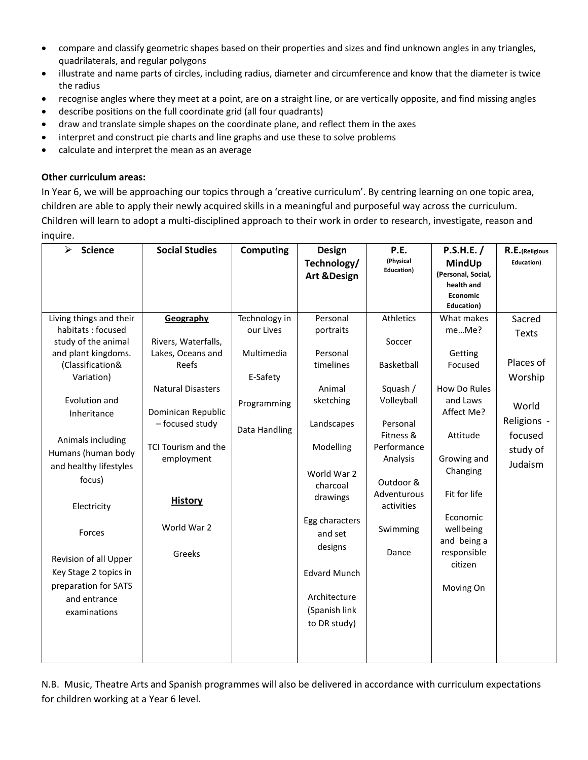- compare and classify geometric shapes based on their properties and sizes and find unknown angles in any triangles, quadrilaterals, and regular polygons
- illustrate and name parts of circles, including radius, diameter and circumference and know that the diameter is twice the radius
- recognise angles where they meet at a point, are on a straight line, or are vertically opposite, and find missing angles
- describe positions on the full coordinate grid (all four quadrants)
- draw and translate simple shapes on the coordinate plane, and reflect them in the axes
- interpret and construct pie charts and line graphs and use these to solve problems
- calculate and interpret the mean as an average

**Other curriculum areas:**

In Year 6, we will be approaching our topics through a 'creative curriculum'. By centring learning on one topic area, children are able to apply their newly acquired skills in a meaningful and purposeful way across the curriculum. Children will learn to adopt a multi-disciplined approach to their work in order to research, investigate, reason and inquire.

| ➢ **Science** | **Social Studies** | **Computing** | **Design Technology/ Art &Design** | **P.E.** (Physical Education) | **P.S.H.E. / MindUp** (Personal, Social, health and Economic Education) | **R.E.** (Religious Education) |
|---|---|---|---|---|---|---|
| Living things and their habitats : focused study of the animal and plant kingdoms. (Classification& Variation)<br><br>Evolution and Inheritance<br><br>Animals including Humans (human body and healthy lifestyles focus)<br><br>Electricity<br><br>Forces<br><br>Revision of all Upper Key Stage 2 topics in preparation for SATS and entrance examinations | **Geography**<br><br>Rivers, Waterfalls, Lakes, Oceans and Reefs<br><br>Natural Disasters<br><br>Dominican Republic – focused study<br><br>TCI Tourism and the employment<br><br>**History**<br><br>World War 2<br><br>Greeks | Technology in our Lives<br><br>Multimedia<br><br>E-Safety<br><br>Programming<br><br>Data Handling | Personal portraits<br><br>Personal timelines<br><br>Animal sketching<br><br>Landscapes<br><br>Modelling<br><br>World War 2 charcoal drawings<br><br>Egg characters and set designs<br><br>Edvard Munch<br><br>Architecture (Spanish link to DR study) | Athletics<br><br>Soccer<br><br>Basketball<br><br>Squash / Volleyball<br><br>Personal Fitness & Performance Analysis<br><br>Outdoor & Adventurous activities<br><br>Swimming<br><br>Dance | What makes me…Me?<br><br>Getting Focused<br><br>How Do Rules and Laws Affect Me?<br><br>Attitude<br><br>Growing and Changing<br><br>Fit for life<br><br>Economic wellbeing and being a responsible citizen<br><br>Moving On | Sacred Texts<br><br>Places of Worship<br><br>World Religions - focused study of Judaism |

N.B. Music, Theatre Arts and Spanish programmes will also be delivered in accordance with curriculum expectations for children working at a Year 6 level.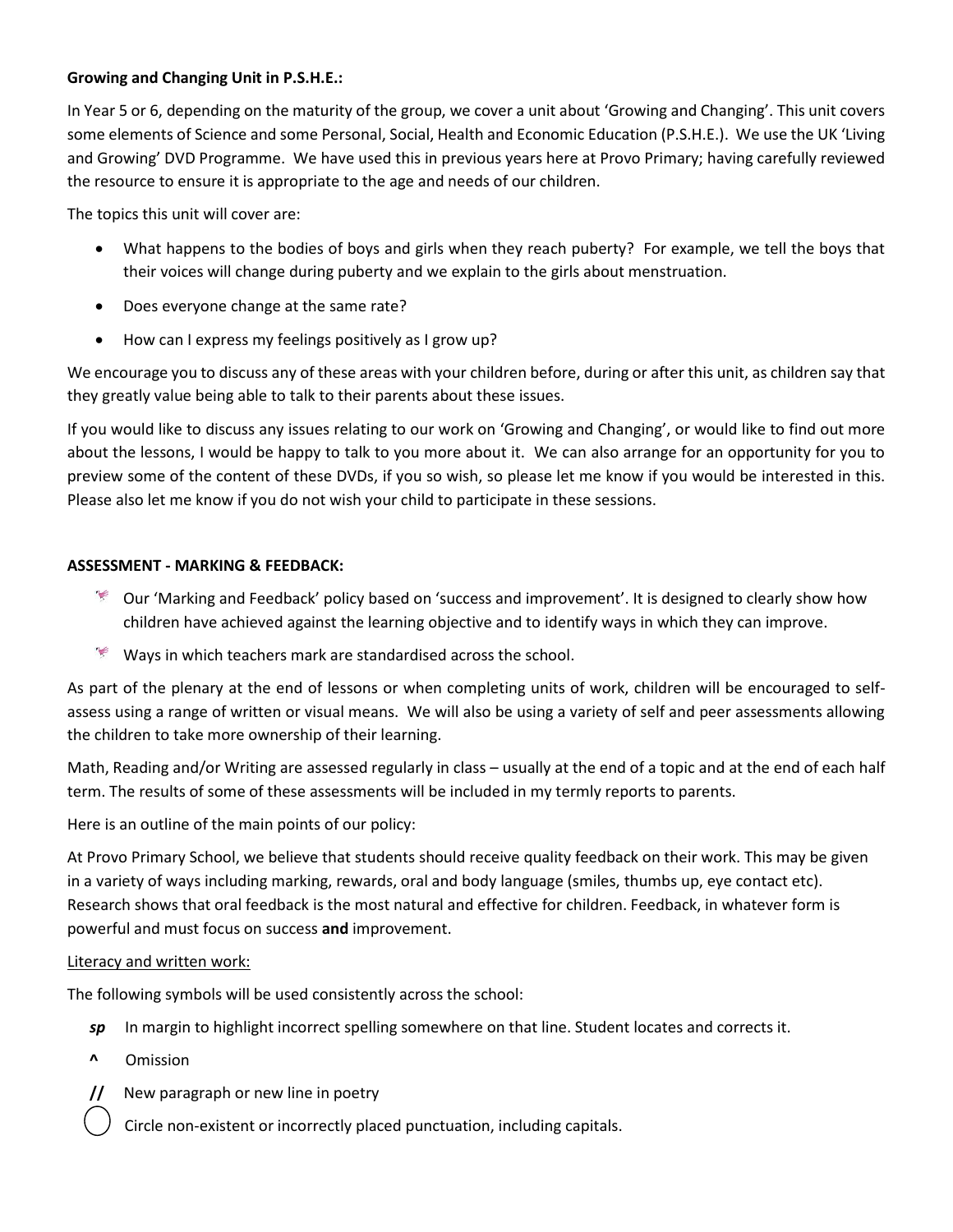**Growing and Changing Unit in P.S.H.E.:**

In Year 5 or 6, depending on the maturity of the group, we cover a unit about 'Growing and Changing'. This unit covers some elements of Science and some Personal, Social, Health and Economic Education (P.S.H.E.). We use the UK 'Living and Growing' DVD Programme. We have used this in previous years here at Provo Primary; having carefully reviewed the resource to ensure it is appropriate to the age and needs of our children.

The topics this unit will cover are:

- What happens to the bodies of boys and girls when they reach puberty? For example, we tell the boys that their voices will change during puberty and we explain to the girls about menstruation.
- Does everyone change at the same rate?
- How can I express my feelings positively as I grow up?

We encourage you to discuss any of these areas with your children before, during or after this unit, as children say that they greatly value being able to talk to their parents about these issues.

If you would like to discuss any issues relating to our work on 'Growing and Changing', or would like to find out more about the lessons, I would be happy to talk to you more about it. We can also arrange for an opportunity for you to preview some of the content of these DVDs, if you so wish, so please let me know if you would be interested in this. Please also let me know if you do not wish your child to participate in these sessions.

**ASSESSMENT - MARKING & FEEDBACK:**

- Our 'Marking and Feedback' policy based on 'success and improvement'. It is designed to clearly show how children have achieved against the learning objective and to identify ways in which they can improve.
- Ways in which teachers mark are standardised across the school.

As part of the plenary at the end of lessons or when completing units of work, children will be encouraged to self-assess using a range of written or visual means. We will also be using a variety of self and peer assessments allowing the children to take more ownership of their learning.

Math, Reading and/or Writing are assessed regularly in class – usually at the end of a topic and at the end of each half term. The results of some of these assessments will be included in my termly reports to parents.

Here is an outline of the main points of our policy:

At Provo Primary School, we believe that students should receive quality feedback on their work. This may be given in a variety of ways including marking, rewards, oral and body language (smiles, thumbs up, eye contact etc). Research shows that oral feedback is the most natural and effective for children. Feedback, in whatever form is powerful and must focus on success **and** improvement.

<u>Literacy and written work:</u>

The following symbols will be used consistently across the school:

***sp*** In margin to highlight incorrect spelling somewhere on that line. Student locates and corrects it.

**^** Omission

**//** New paragraph or new line in poetry

◯ Circle non-existent or incorrectly placed punctuation, including capitals.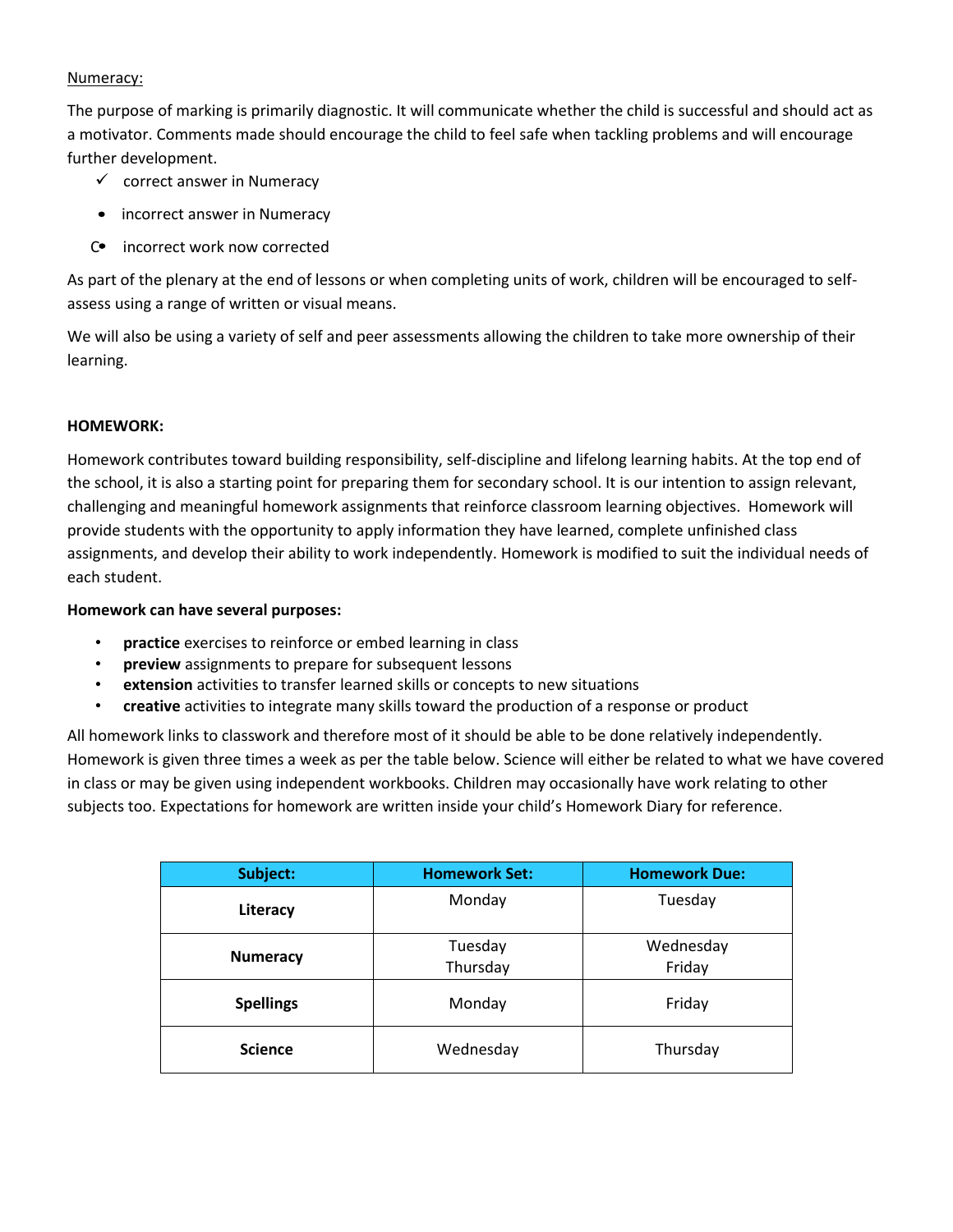Numeracy:

The purpose of marking is primarily diagnostic. It will communicate whether the child is successful and should act as a motivator. Comments made should encourage the child to feel safe when tackling problems and will encourage further development.

- ✓ correct answer in Numeracy
- • incorrect answer in Numeracy
- C• incorrect work now corrected

As part of the plenary at the end of lessons or when completing units of work, children will be encouraged to self-assess using a range of written or visual means.

We will also be using a variety of self and peer assessments allowing the children to take more ownership of their learning.

**HOMEWORK:**

Homework contributes toward building responsibility, self-discipline and lifelong learning habits. At the top end of the school, it is also a starting point for preparing them for secondary school. It is our intention to assign relevant, challenging and meaningful homework assignments that reinforce classroom learning objectives. Homework will provide students with the opportunity to apply information they have learned, complete unfinished class assignments, and develop their ability to work independently. Homework is modified to suit the individual needs of each student.

**Homework can have several purposes:**

- **practice** exercises to reinforce or embed learning in class
- **preview** assignments to prepare for subsequent lessons
- **extension** activities to transfer learned skills or concepts to new situations
- **creative** activities to integrate many skills toward the production of a response or product

All homework links to classwork and therefore most of it should be able to be done relatively independently. Homework is given three times a week as per the table below. Science will either be related to what we have covered in class or may be given using independent workbooks. Children may occasionally have work relating to other subjects too. Expectations for homework are written inside your child's Homework Diary for reference.

| Subject: | Homework Set: | Homework Due: |
|---|---|---|
| **Literacy** | Monday | Tuesday |
| **Numeracy** | Tuesday<br>Thursday | Wednesday<br>Friday |
| **Spellings** | Monday | Friday |
| **Science** | Wednesday | Thursday |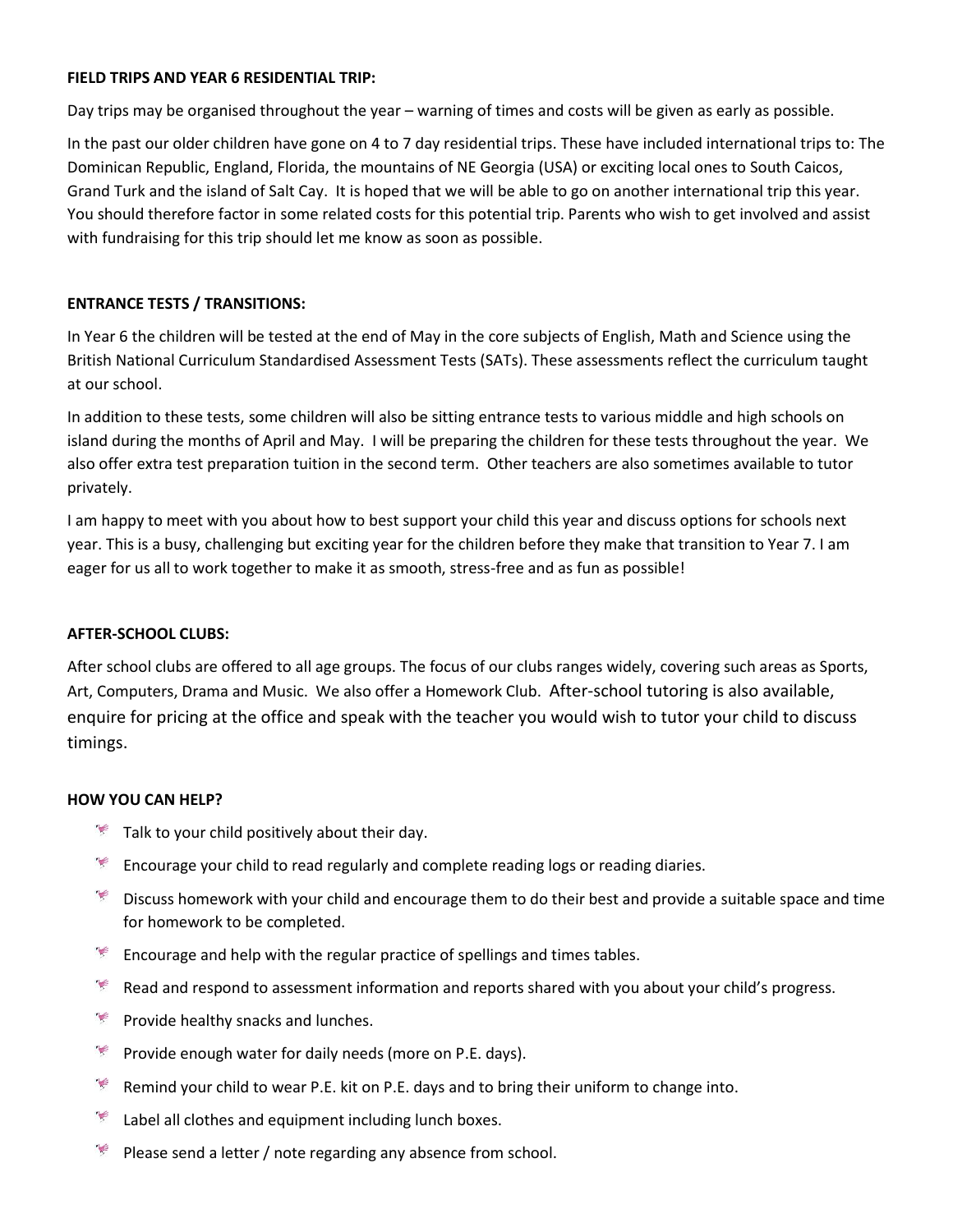**FIELD TRIPS AND YEAR 6 RESIDENTIAL TRIP:**

Day trips may be organised throughout the year – warning of times and costs will be given as early as possible.

In the past our older children have gone on 4 to 7 day residential trips. These have included international trips to: The Dominican Republic, England, Florida, the mountains of NE Georgia (USA) or exciting local ones to South Caicos, Grand Turk and the island of Salt Cay. It is hoped that we will be able to go on another international trip this year. You should therefore factor in some related costs for this potential trip. Parents who wish to get involved and assist with fundraising for this trip should let me know as soon as possible.

**ENTRANCE TESTS / TRANSITIONS:**

In Year 6 the children will be tested at the end of May in the core subjects of English, Math and Science using the British National Curriculum Standardised Assessment Tests (SATs). These assessments reflect the curriculum taught at our school.

In addition to these tests, some children will also be sitting entrance tests to various middle and high schools on island during the months of April and May. I will be preparing the children for these tests throughout the year. We also offer extra test preparation tuition in the second term. Other teachers are also sometimes available to tutor privately.

I am happy to meet with you about how to best support your child this year and discuss options for schools next year. This is a busy, challenging but exciting year for the children before they make that transition to Year 7. I am eager for us all to work together to make it as smooth, stress-free and as fun as possible!

**AFTER-SCHOOL CLUBS:**

After school clubs are offered to all age groups. The focus of our clubs ranges widely, covering such areas as Sports, Art, Computers, Drama and Music. We also offer a Homework Club. After-school tutoring is also available, enquire for pricing at the office and speak with the teacher you would wish to tutor your child to discuss timings.

**HOW YOU CAN HELP?**

- Talk to your child positively about their day.
- Encourage your child to read regularly and complete reading logs or reading diaries.
- Discuss homework with your child and encourage them to do their best and provide a suitable space and time for homework to be completed.
- Encourage and help with the regular practice of spellings and times tables.
- Read and respond to assessment information and reports shared with you about your child's progress.
- Provide healthy snacks and lunches.
- Provide enough water for daily needs (more on P.E. days).
- Remind your child to wear P.E. kit on P.E. days and to bring their uniform to change into.
- Label all clothes and equipment including lunch boxes.
- Please send a letter / note regarding any absence from school.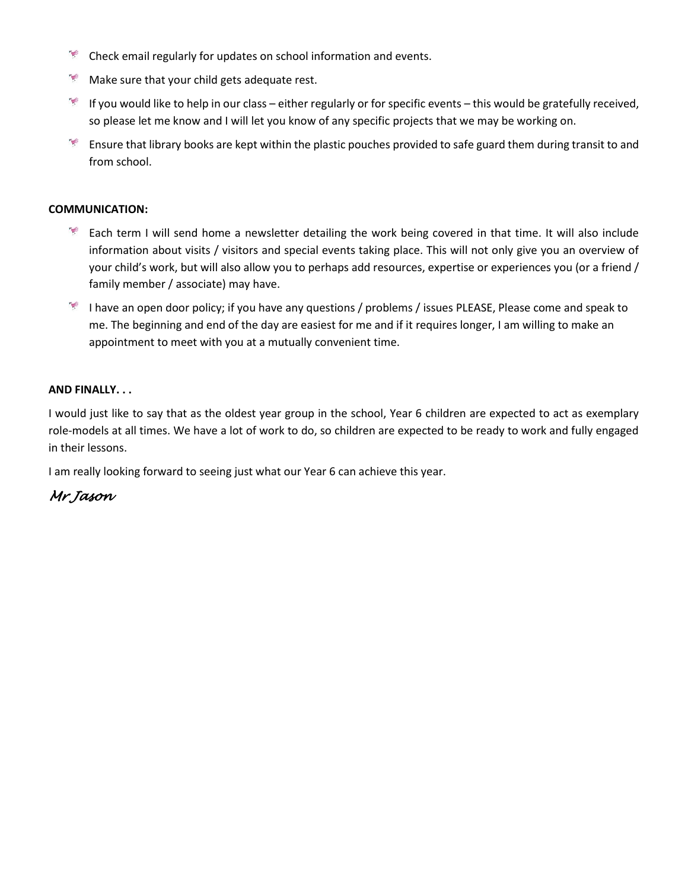- Check email regularly for updates on school information and events.
- Make sure that your child gets adequate rest.
- If you would like to help in our class – either regularly or for specific events – this would be gratefully received, so please let me know and I will let you know of any specific projects that we may be working on.
- Ensure that library books are kept within the plastic pouches provided to safe guard them during transit to and from school.

**COMMUNICATION:**

- Each term I will send home a newsletter detailing the work being covered in that time. It will also include information about visits / visitors and special events taking place. This will not only give you an overview of your child's work, but will also allow you to perhaps add resources, expertise or experiences you (or a friend / family member / associate) may have.
- I have an open door policy; if you have any questions / problems / issues PLEASE, Please come and speak to me. The beginning and end of the day are easiest for me and if it requires longer, I am willing to make an appointment to meet with you at a mutually convenient time.

**AND FINALLY. . .**

I would just like to say that as the oldest year group in the school, Year 6 children are expected to act as exemplary role-models at all times. We have a lot of work to do, so children are expected to be ready to work and fully engaged in their lessons.

I am really looking forward to seeing just what our Year 6 can achieve this year.

*Mr Jason*